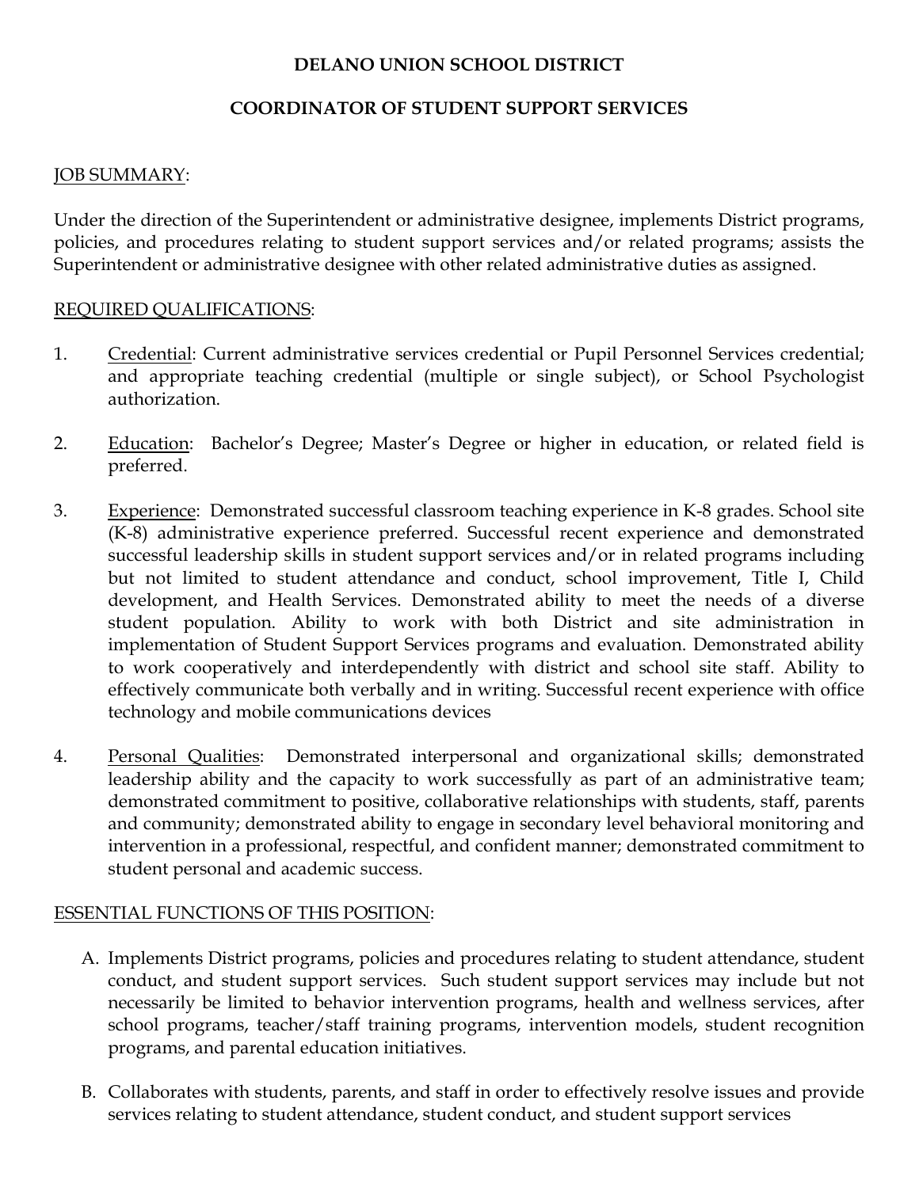# DELANO UNION SCHOOL DISTRICT

## COORDINATOR OF STUDENT SUPPORT SERVICES

JOB SUMMARY:

Under the direction of the Superintendent or administrative designee, implements District programs, policies, and procedures relating to student support services and/or related programs; assists the Superintendent or administrative designee with other related administrative duties as assigned.

REQUIRED QUALIFICATIONS:

1. Credential: Current administrative services credential or Pupil Personnel Services credential; and appropriate teaching credential (multiple or single subject), or School Psychologist authorization.

2. Education: Bachelor's Degree; Master's Degree or higher in education, or related field is preferred.

3. Experience: Demonstrated successful classroom teaching experience in K-8 grades. School site (K-8) administrative experience preferred. Successful recent experience and demonstrated successful leadership skills in student support services and/or in related programs including but not limited to student attendance and conduct, school improvement, Title I, Child development, and Health Services. Demonstrated ability to meet the needs of a diverse student population. Ability to work with both District and site administration in implementation of Student Support Services programs and evaluation. Demonstrated ability to work cooperatively and interdependently with district and school site staff. Ability to effectively communicate both verbally and in writing. Successful recent experience with office technology and mobile communications devices

4. Personal Qualities: Demonstrated interpersonal and organizational skills; demonstrated leadership ability and the capacity to work successfully as part of an administrative team; demonstrated commitment to positive, collaborative relationships with students, staff, parents and community; demonstrated ability to engage in secondary level behavioral monitoring and intervention in a professional, respectful, and confident manner; demonstrated commitment to student personal and academic success.

ESSENTIAL FUNCTIONS OF THIS POSITION:

A. Implements District programs, policies and procedures relating to student attendance, student conduct, and student support services. Such student support services may include but not necessarily be limited to behavior intervention programs, health and wellness services, after school programs, teacher/staff training programs, intervention models, student recognition programs, and parental education initiatives.

B. Collaborates with students, parents, and staff in order to effectively resolve issues and provide services relating to student attendance, student conduct, and student support services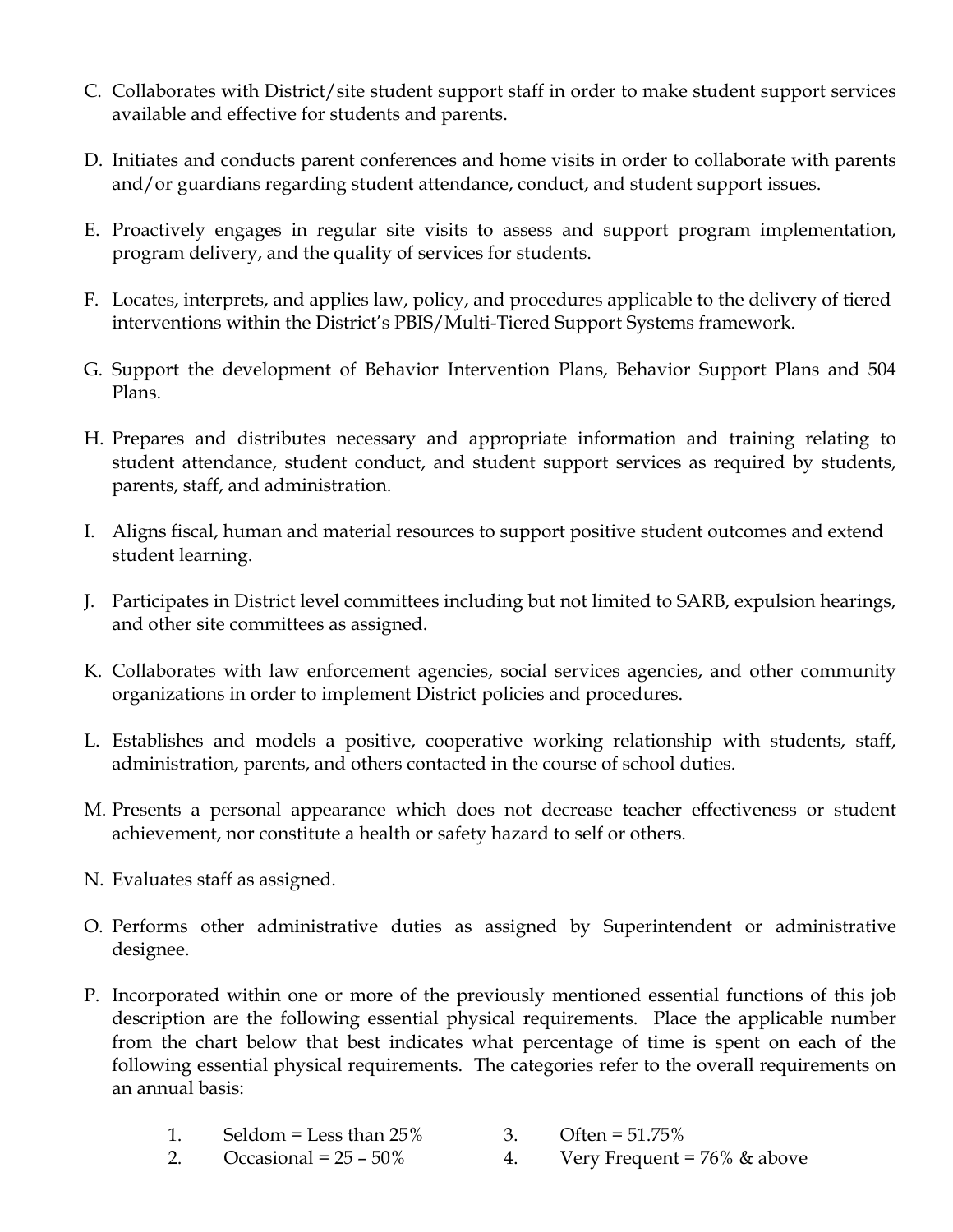C. Collaborates with District/site student support staff in order to make student support services available and effective for students and parents.

D. Initiates and conducts parent conferences and home visits in order to collaborate with parents and/or guardians regarding student attendance, conduct, and student support issues.

E. Proactively engages in regular site visits to assess and support program implementation, program delivery, and the quality of services for students.

F. Locates, interprets, and applies law, policy, and procedures applicable to the delivery of tiered interventions within the District's PBIS/Multi-Tiered Support Systems framework.

G. Support the development of Behavior Intervention Plans, Behavior Support Plans and 504 Plans.

H. Prepares and distributes necessary and appropriate information and training relating to student attendance, student conduct, and student support services as required by students, parents, staff, and administration.

I. Aligns fiscal, human and material resources to support positive student outcomes and extend student learning.

J. Participates in District level committees including but not limited to SARB, expulsion hearings, and other site committees as assigned.

K. Collaborates with law enforcement agencies, social services agencies, and other community organizations in order to implement District policies and procedures.

L. Establishes and models a positive, cooperative working relationship with students, staff, administration, parents, and others contacted in the course of school duties.

M. Presents a personal appearance which does not decrease teacher effectiveness or student achievement, nor constitute a health or safety hazard to self or others.

N. Evaluates staff as assigned.

O. Performs other administrative duties as assigned by Superintendent or administrative designee.

P. Incorporated within one or more of the previously mentioned essential functions of this job description are the following essential physical requirements. Place the applicable number from the chart below that best indicates what percentage of time is spent on each of the following essential physical requirements. The categories refer to the overall requirements on an annual basis:

1. Seldom = Less than 25%
2. Occasional = 25 – 50%
3. Often = 51.75%
4. Very Frequent = 76% & above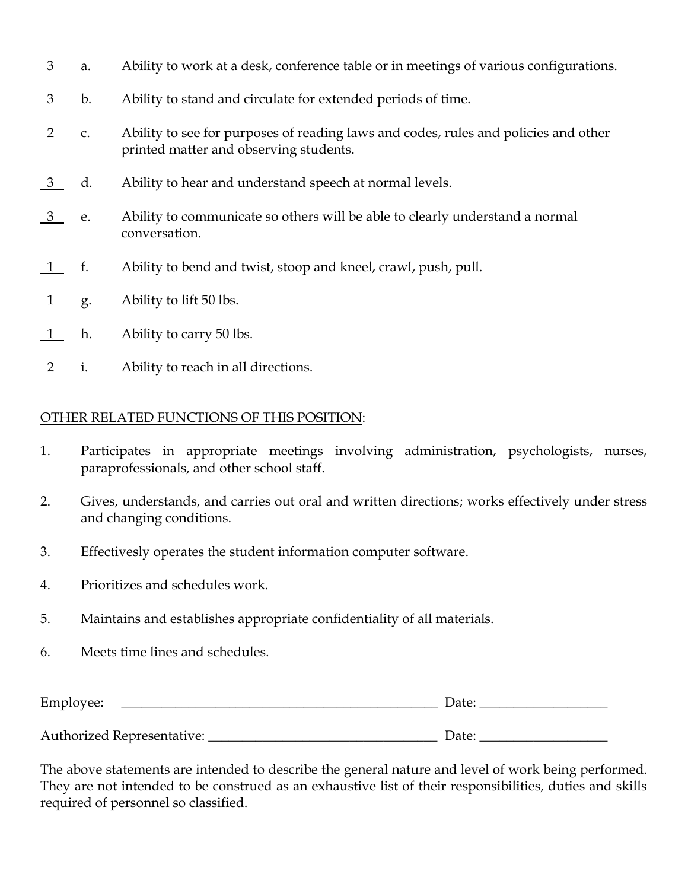3 a. Ability to work at a desk, conference table or in meetings of various configurations.

3 b. Ability to stand and circulate for extended periods of time.

2 c. Ability to see for purposes of reading laws and codes, rules and policies and other printed matter and observing students.

3 d. Ability to hear and understand speech at normal levels.

3 e. Ability to communicate so others will be able to clearly understand a normal conversation.

1 f. Ability to bend and twist, stoop and kneel, crawl, push, pull.

1 g. Ability to lift 50 lbs.

1 h. Ability to carry 50 lbs.

2 i. Ability to reach in all directions.

OTHER RELATED FUNCTIONS OF THIS POSITION:

1. Participates in appropriate meetings involving administration, psychologists, nurses, paraprofessionals, and other school staff.
2. Gives, understands, and carries out oral and written directions; works effectively under stress and changing conditions.
3. Effectively operates the student information computer software.
4. Prioritizes and schedules work.
5. Maintains and establishes appropriate confidentiality of all materials.
6. Meets time lines and schedules.

Employee: ______________________________ Date: ____________

Authorized Representative: ______________________ Date: ____________

The above statements are intended to describe the general nature and level of work being performed. They are not intended to be construed as an exhaustive list of their responsibilities, duties and skills required of personnel so classified.